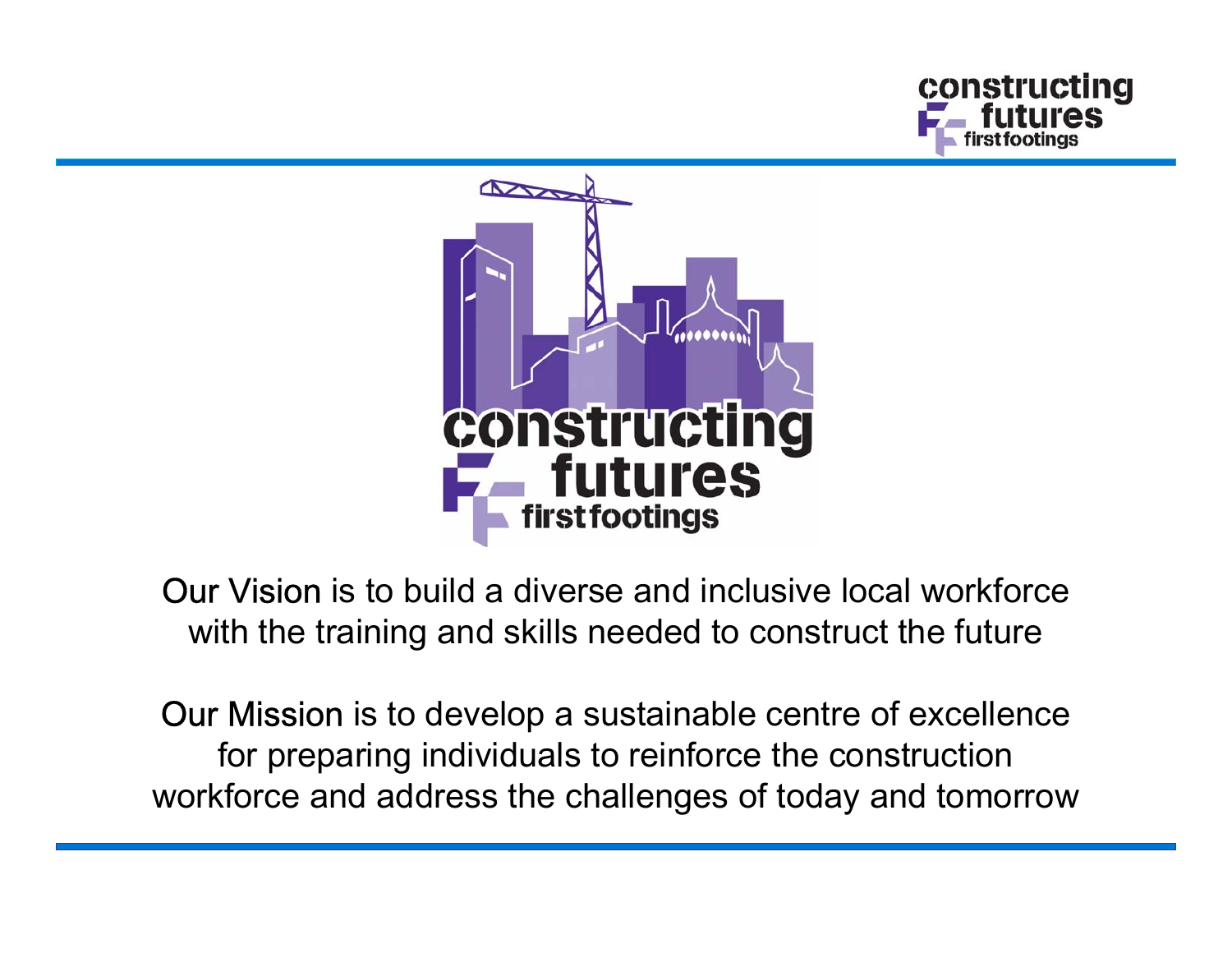# constructing futures first footings

Our Vision is to build a diverse and inclusive local workforce with the training and skills needed to construct the future

Our Mission is to develop a sustainable centre of excellence for preparing individuals to reinforce the construction workforce and address the challenges of today and tomorrow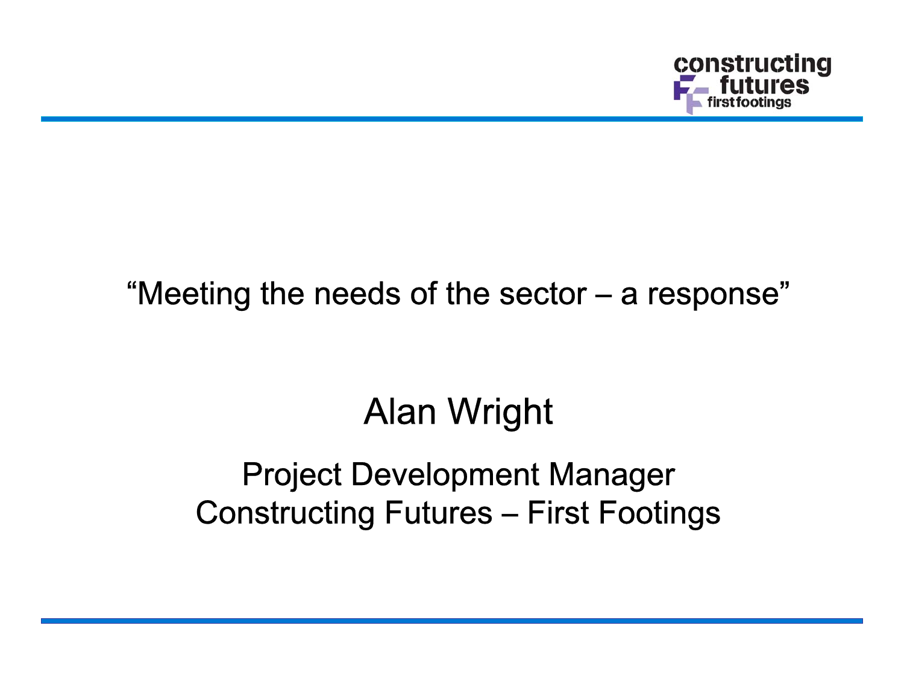# "Meeting the needs of the sector – a response"

## Alan Wright

Project Development Manager
Constructing Futures – First Footings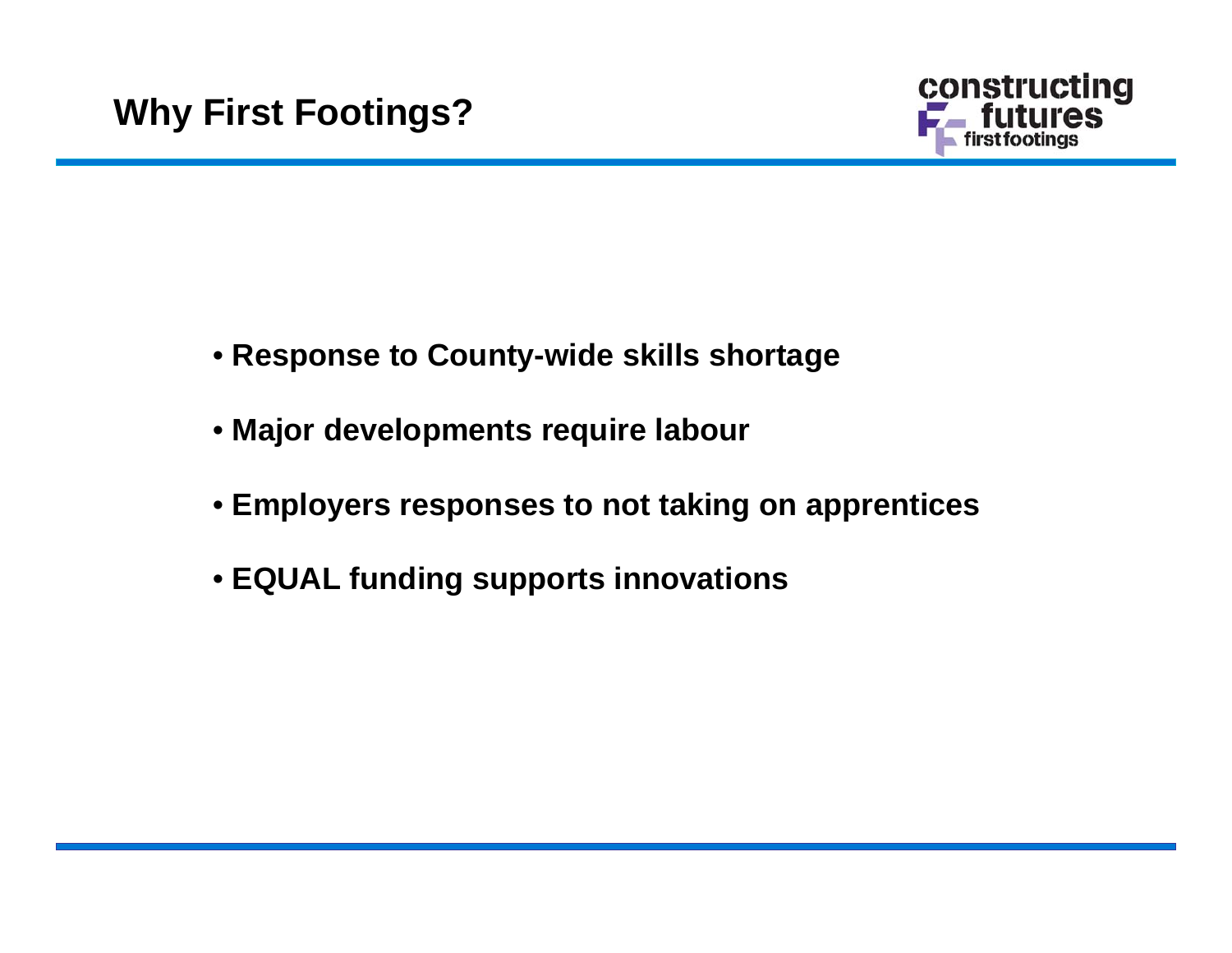## Why First Footings?

- **Response to County-wide skills shortage**
- **Major developments require labour**
- **Employers responses to not taking on apprentices**
- **EQUAL funding supports innovations**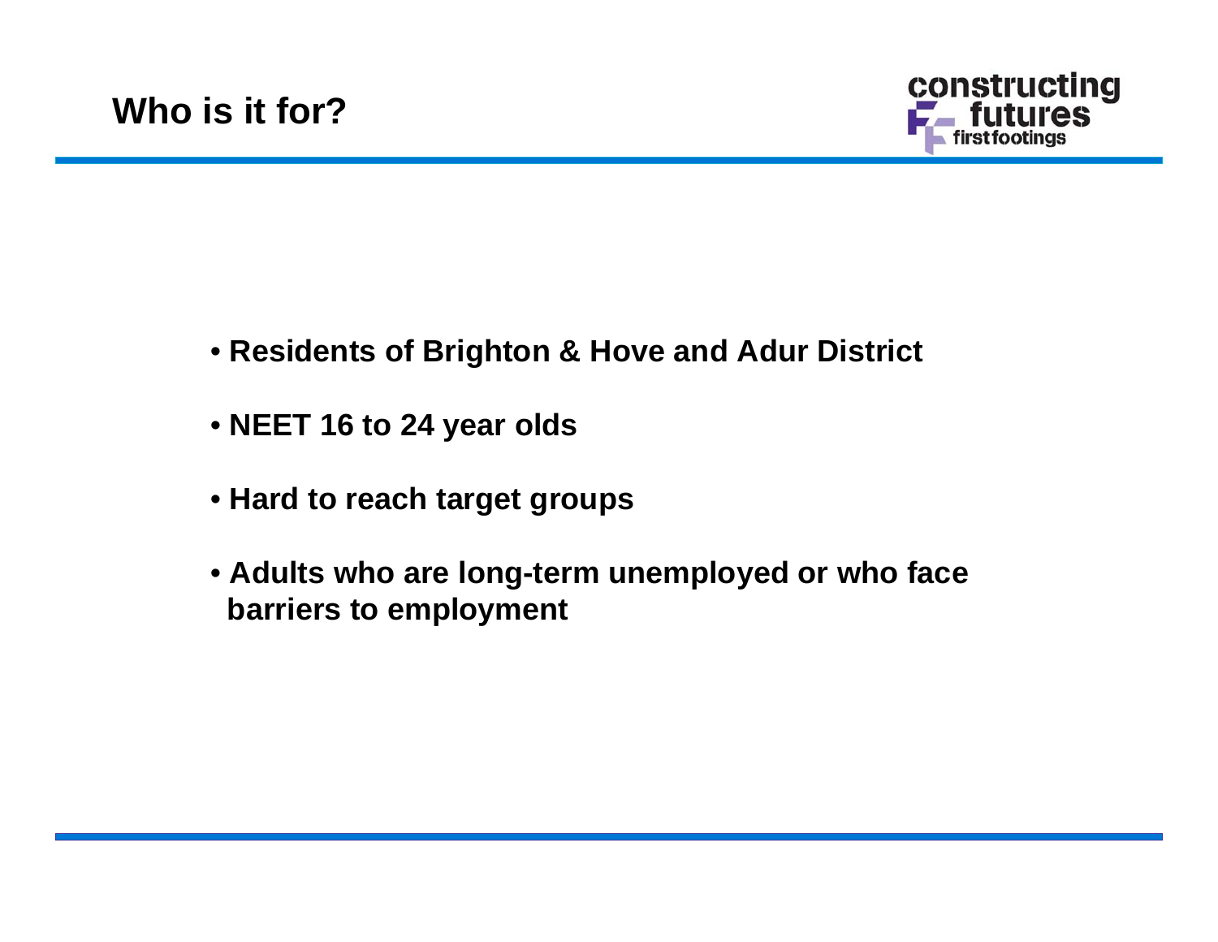## Who is it for?

- **Residents of Brighton & Hove and Adur District**
- **NEET 16 to 24 year olds**
- **Hard to reach target groups**
- **Adults who are long-term unemployed or who face barriers to employment**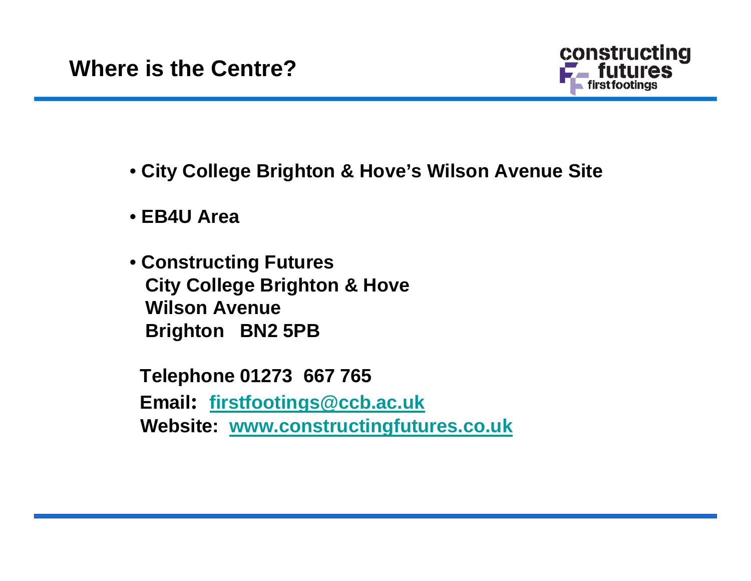# Where is the Centre?

- **City College Brighton & Hove's Wilson Avenue Site**
- **EB4U Area**
- **Constructing Futures**
  **City College Brighton & Hove**
  **Wilson Avenue**
  **Brighton BN2 5PB**

**Telephone 01273 667 765**

**Email: firstfootings@ccb.ac.uk**

**Website: www.constructingfutures.co.uk**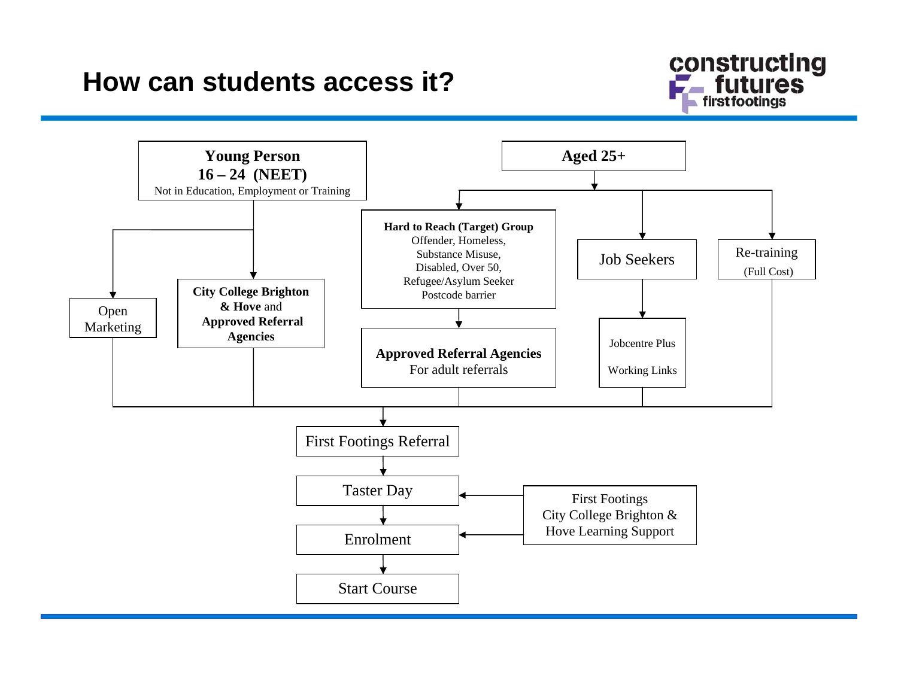# How can students access it?

**Young Person 16 – 24 (NEET)**
Not in Education, Employment or Training

- Open Marketing
- **City College Brighton & Hove** and **Approved Referral Agencies**

**Aged 25+**

- **Hard to Reach (Target) Group**
  Offender, Homeless, Substance Misuse, Disabled, Over 50, Refugee/Asylum Seeker, Postcode barrier
  → **Approved Referral Agencies**
  For adult referrals
- Job Seekers
  → Jobcentre Plus / Working Links
- Re-training (Full Cost)

All routes lead to:

First Footings Referral → Taster Day → Enrolment → Start Course

First Footings City College Brighton & Hove Learning Support → Taster Day, Enrolment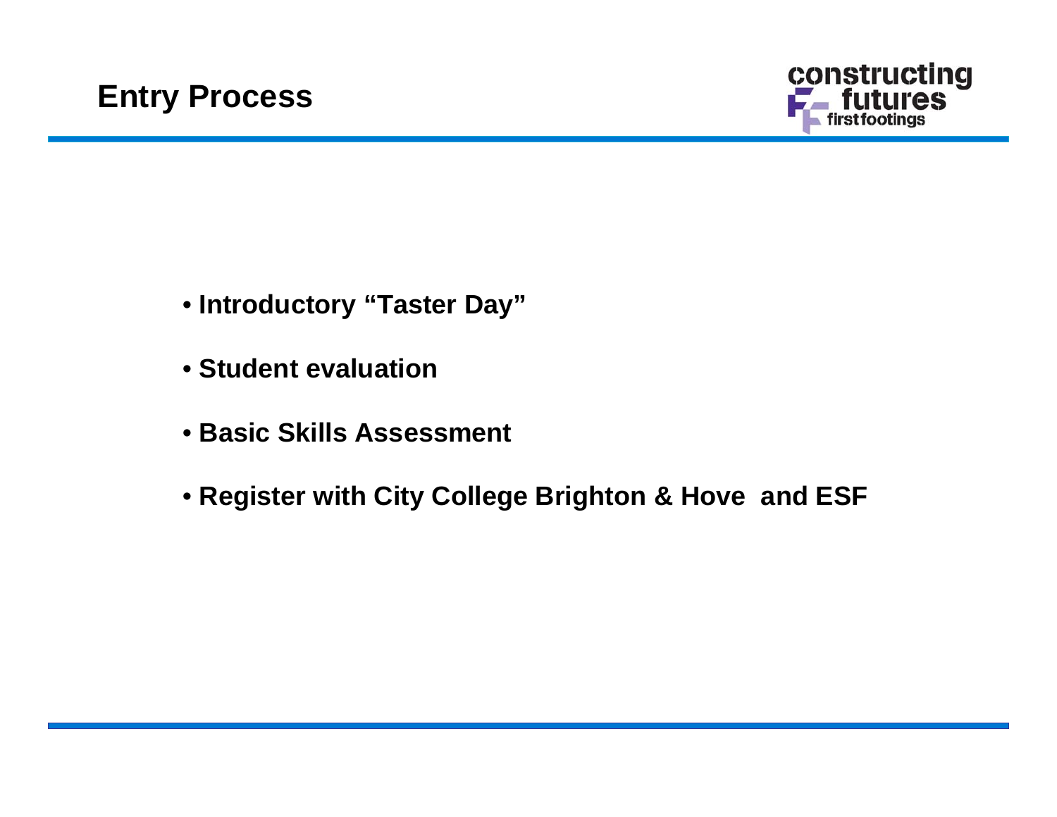# Entry Process

- **Introductory "Taster Day"**
- **Student evaluation**
- **Basic Skills Assessment**
- **Register with City College Brighton & Hove and ESF**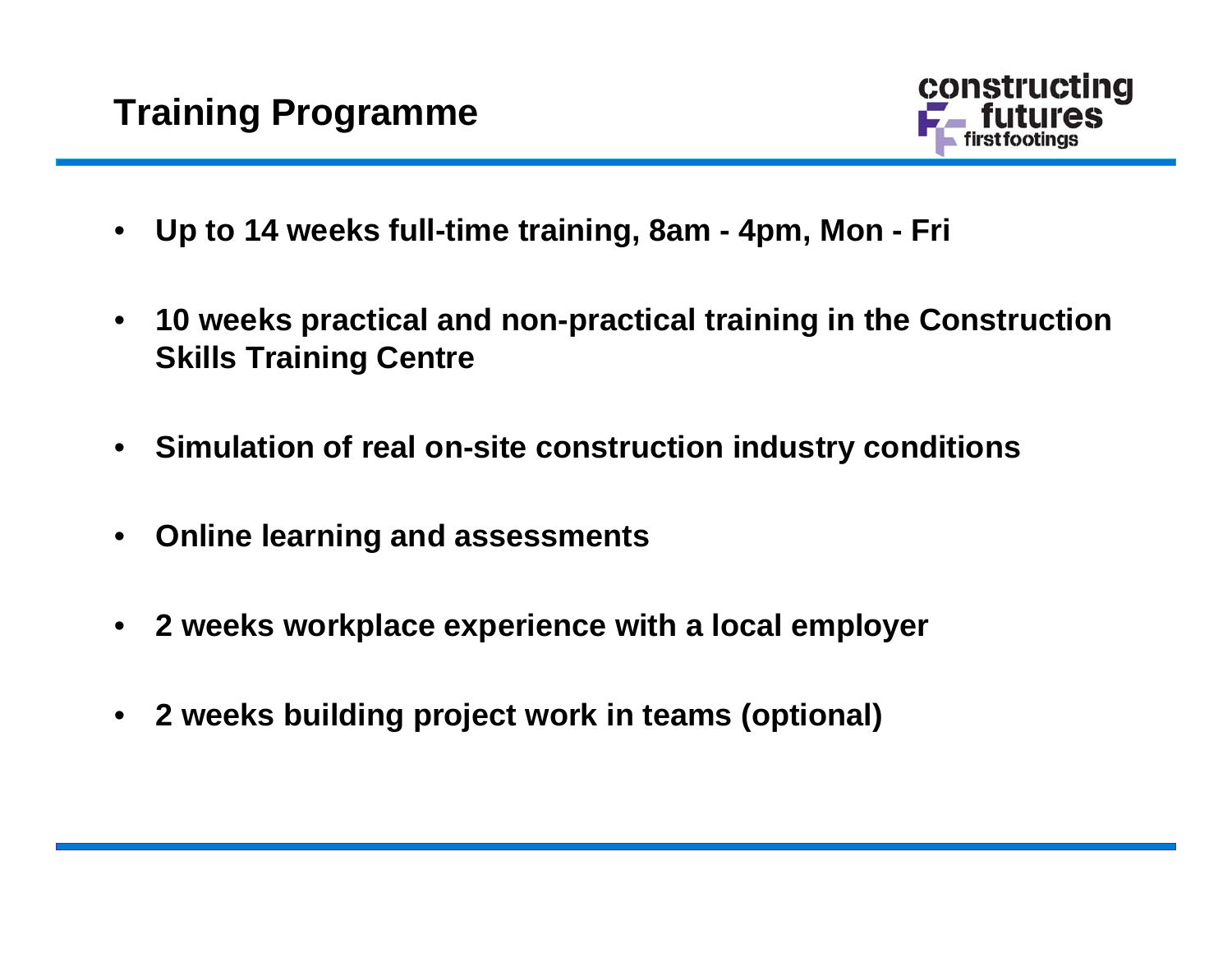# Training Programme

- **Up to 14 weeks full-time training, 8am - 4pm, Mon - Fri**
- **10 weeks practical and non-practical training in the Construction Skills Training Centre**
- **Simulation of real on-site construction industry conditions**
- **Online learning and assessments**
- **2 weeks workplace experience with a local employer**
- **2 weeks building project work in teams (optional)**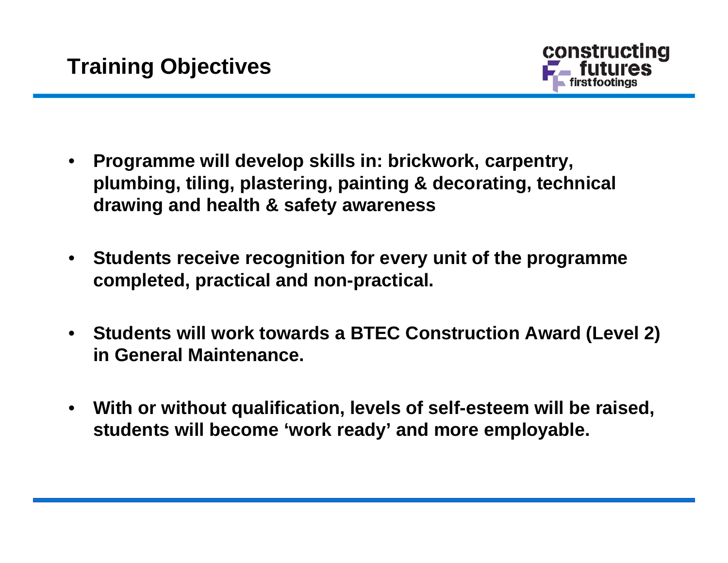## Training Objectives

- **Programme will develop skills in: brickwork, carpentry, plumbing, tiling, plastering, painting & decorating, technical drawing and health & safety awareness**

- **Students receive recognition for every unit of the programme completed, practical and non-practical.**

- **Students will work towards a BTEC Construction Award (Level 2) in General Maintenance.**

- **With or without qualification, levels of self-esteem will be raised, students will become 'work ready' and more employable.**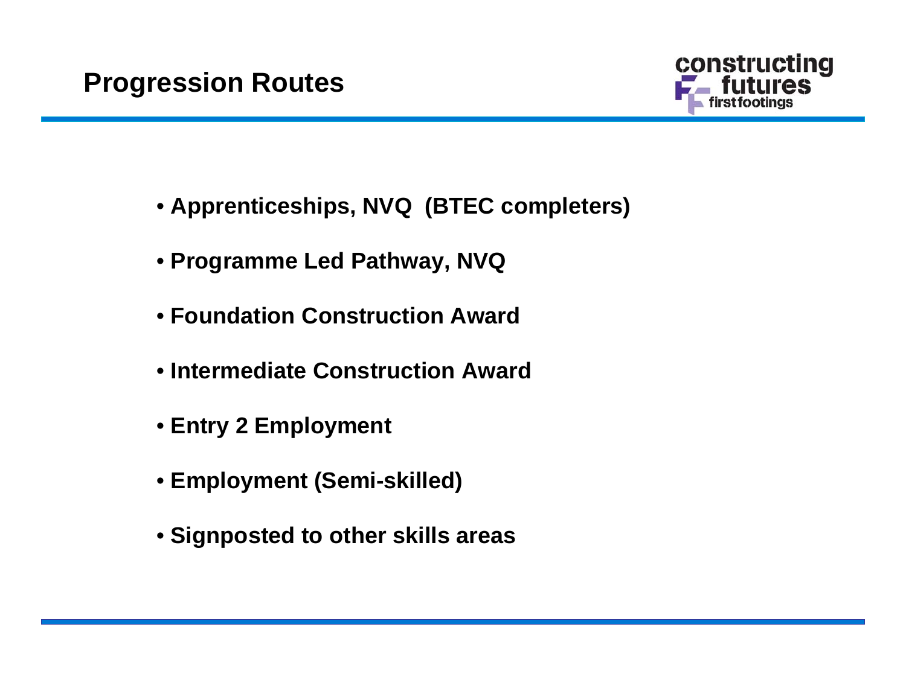## Progression Routes

- **Apprenticeships, NVQ (BTEC completers)**
- **Programme Led Pathway, NVQ**
- **Foundation Construction Award**
- **Intermediate Construction Award**
- **Entry 2 Employment**
- **Employment (Semi-skilled)**
- **Signposted to other skills areas**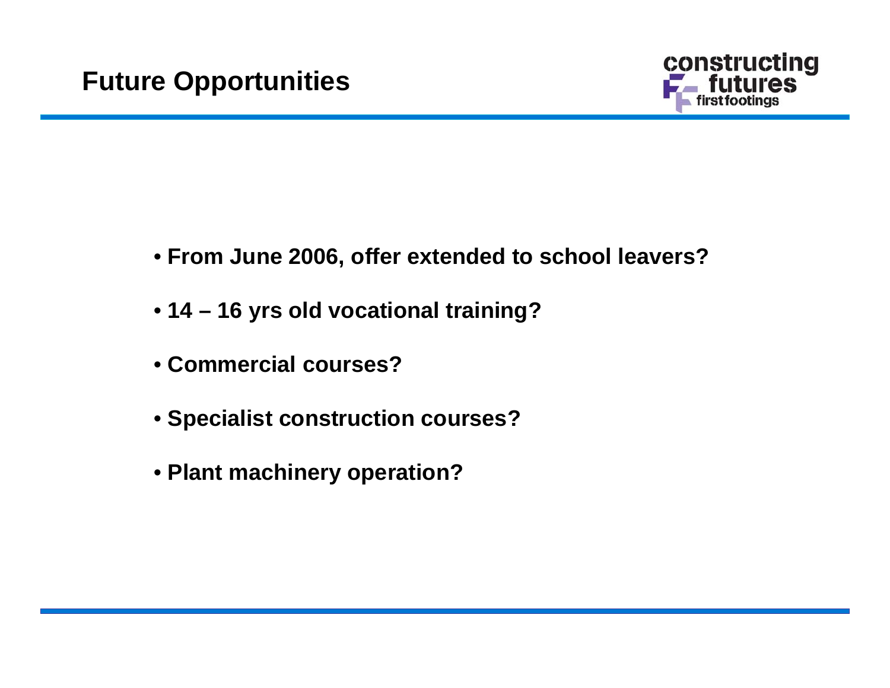# Future Opportunities

- **From June 2006, offer extended to school leavers?**
- **14 – 16 yrs old vocational training?**
- **Commercial courses?**
- **Specialist construction courses?**
- **Plant machinery operation?**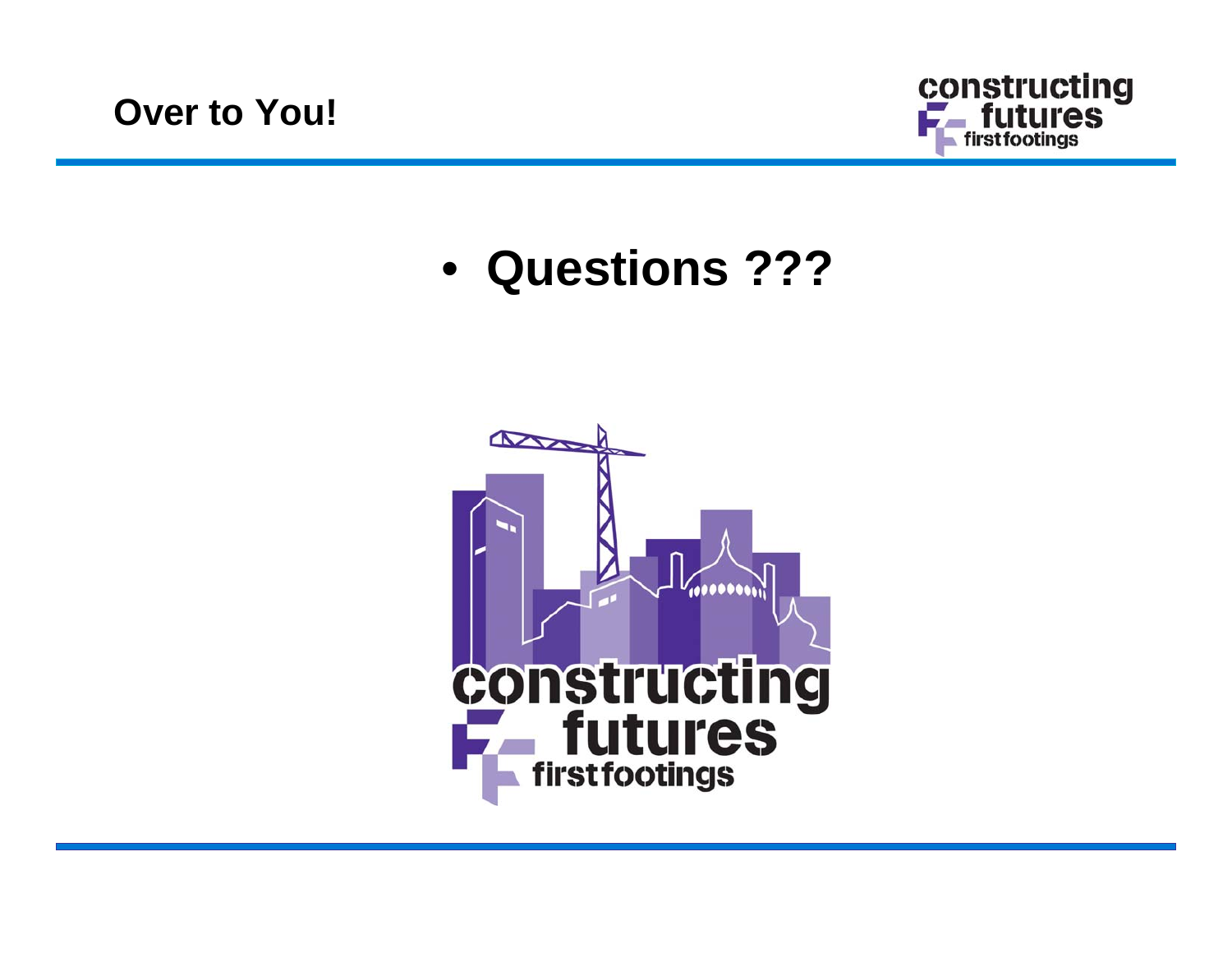## Over to You!

- **Questions ???**